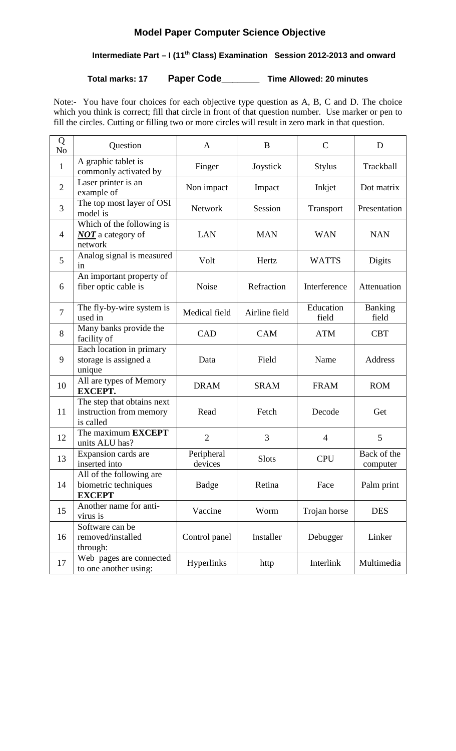# Model Paper Computer Science Objective

## Intermediate Part – I (11th Class) Examination Session 2012-2013 and onward

**Total marks: 17** **Paper Code_______** **Time Allowed: 20 minutes**

Note:- You have four choices for each objective type question as A, B, C and D. The choice which you think is correct; fill that circle in front of that question number. Use marker or pen to fill the circles. Cutting or filling two or more circles will result in zero mark in that question.

| Q No | Question | A | B | C | D |
|---|---|---|---|---|---|
| 1 | A graphic tablet is commonly activated by | Finger | Joystick | Stylus | Trackball |
| 2 | Laser printer is an example of | Non impact | Impact | Inkjet | Dot matrix |
| 3 | The top most layer of OSI model is | Network | Session | Transport | Presentation |
| 4 | Which of the following is ***NOT*** a category of network | LAN | MAN | WAN | NAN |
| 5 | Analog signal is measured in | Volt | Hertz | WATTS | Digits |
| 6 | An important property of fiber optic cable is | Noise | Refraction | Interference | Attenuation |
| 7 | The fly-by-wire system is used in | Medical field | Airline field | Education field | Banking field |
| 8 | Many banks provide the facility of | CAD | CAM | ATM | CBT |
| 9 | Each location in primary storage is assigned a unique | Data | Field | Name | Address |
| 10 | All are types of Memory **EXCEPT.** | DRAM | SRAM | FRAM | ROM |
| 11 | The step that obtains next instruction from memory is called | Read | Fetch | Decode | Get |
| 12 | The maximum **EXCEPT** units ALU has? | 2 | 3 | 4 | 5 |
| 13 | Expansion cards are inserted into | Peripheral devices | Slots | CPU | Back of the computer |
| 14 | All of the following are biometric techniques **EXCEPT** | Badge | Retina | Face | Palm print |
| 15 | Another name for anti-virus is | Vaccine | Worm | Trojan horse | DES |
| 16 | Software can be removed/installed through: | Control panel | Installer | Debugger | Linker |
| 17 | Web pages are connected to one another using: | Hyperlinks | http | Interlink | Multimedia |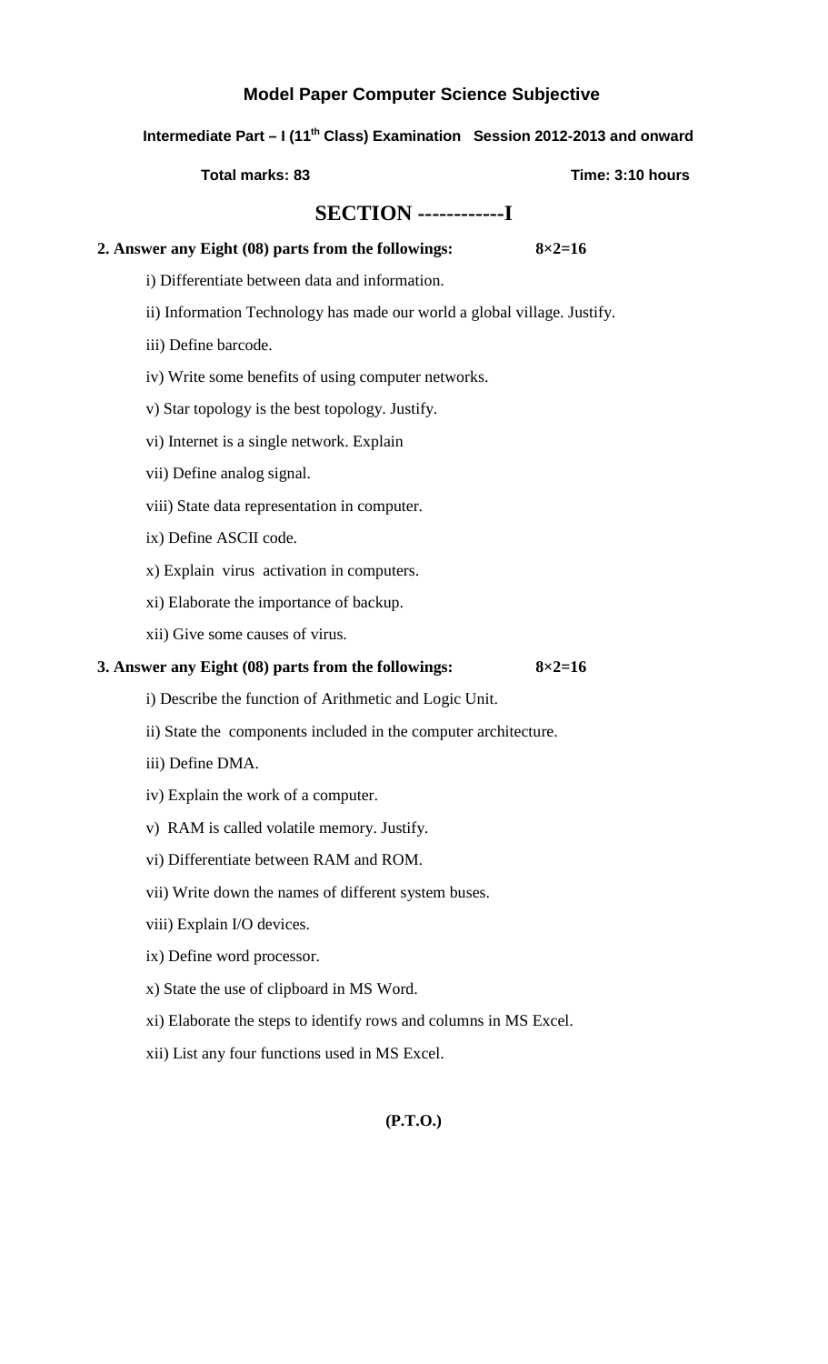# Model Paper Computer Science Subjective

**Intermediate Part – I (11th Class) Examination Session 2012-2013 and onward**

**Total marks: 83** **Time: 3:10 hours**

## SECTION ------------I

**2. Answer any Eight (08) parts from the followings: 8×2=16**

i) Differentiate between data and information.

ii) Information Technology has made our world a global village. Justify.

iii) Define barcode.

iv) Write some benefits of using computer networks.

v) Star topology is the best topology. Justify.

vi) Internet is a single network. Explain

vii) Define analog signal.

viii) State data representation in computer.

ix) Define ASCII code.

x) Explain virus activation in computers.

xi) Elaborate the importance of backup.

xii) Give some causes of virus.

**3. Answer any Eight (08) parts from the followings: 8×2=16**

i) Describe the function of Arithmetic and Logic Unit.

ii) State the components included in the computer architecture.

iii) Define DMA.

iv) Explain the work of a computer.

v) RAM is called volatile memory. Justify.

vi) Differentiate between RAM and ROM.

vii) Write down the names of different system buses.

viii) Explain I/O devices.

ix) Define word processor.

x) State the use of clipboard in MS Word.

xi) Elaborate the steps to identify rows and columns in MS Excel.

xii) List any four functions used in MS Excel.

**(P.T.O.)**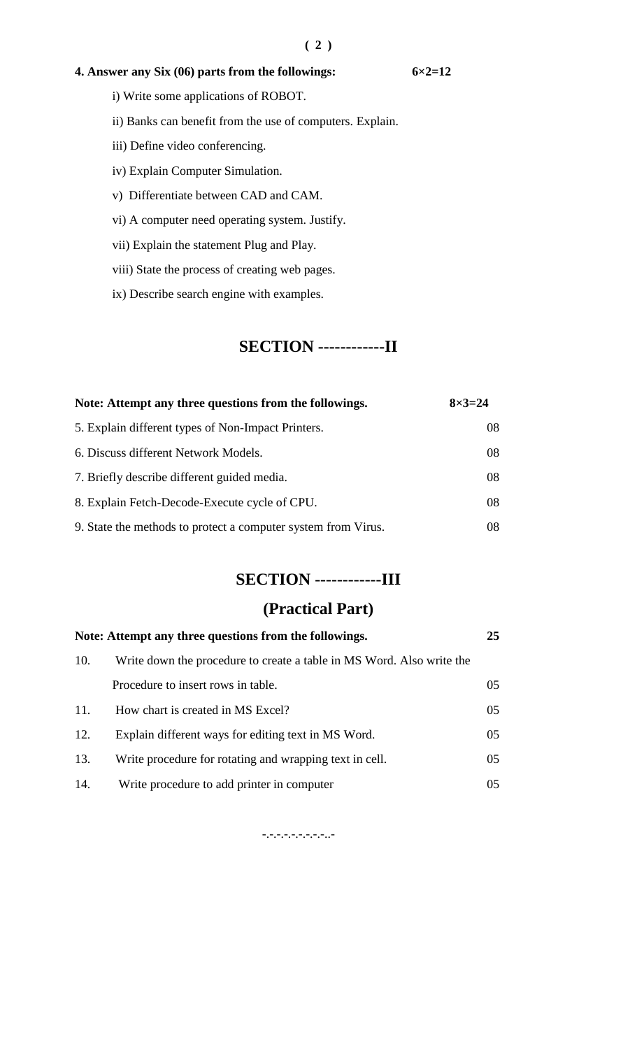**4. Answer any Six (06) parts from the followings: 6×2=12**

i) Write some applications of ROBOT.

ii) Banks can benefit from the use of computers. Explain.

iii) Define video conferencing.

iv) Explain Computer Simulation.

v) Differentiate between CAD and CAM.

vi) A computer need operating system. Justify.

vii) Explain the statement Plug and Play.

viii) State the process of creating web pages.

ix) Describe search engine with examples.

## SECTION -----------II

| **Note: Attempt any three questions from the followings.** | **8×3=24** |
| --- | --- |
| 5. Explain different types of Non-Impact Printers. | 08 |
| 6. Discuss different Network Models. | 08 |
| 7. Briefly describe different guided media. | 08 |
| 8. Explain Fetch-Decode-Execute cycle of CPU. | 08 |
| 9. State the methods to protect a computer system from Virus. | 08 |

## SECTION -----------III

## (Practical Part)

| | **Note: Attempt any three questions from the followings.** | **25** |
| --- | --- | --- |
| 10. | Write down the procedure to create a table in MS Word. Also write the Procedure to insert rows in table. | 05 |
| 11. | How chart is created in MS Excel? | 05 |
| 12. | Explain different ways for editing text in MS Word. | 05 |
| 13. | Write procedure for rotating and wrapping text in cell. | 05 |
| 14. | Write procedure to add printer in computer | 05 |

-.-.-.-.-.-.-.-..-